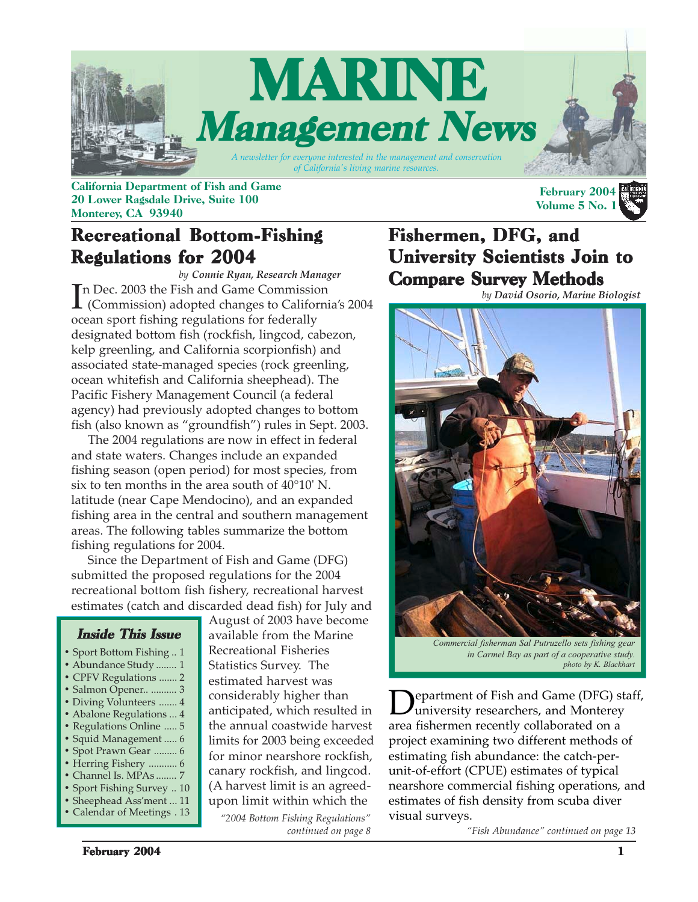# MARINE Management News

*A newsletter for everyone interested in the management and conservation of California's living marine resources.*

**California Department of Fish and Game**
**20 Lower Ragsdale Drive, Suite 100**
**Monterey, CA 93940**

**February 2004**
**Volume 5 No. 1**

## Recreational Bottom-Fishing Regulations for 2004

*by **Connie Ryan, Research Manager***

In Dec. 2003 the Fish and Game Commission (Commission) adopted changes to California's 2004 ocean sport fishing regulations for federally designated bottom fish (rockfish, lingcod, cabezon, kelp greenling, and California scorpionfish) and associated state-managed species (rock greenling, ocean whitefish and California sheephead). The Pacific Fishery Management Council (a federal agency) had previously adopted changes to bottom fish (also known as "groundfish") rules in Sept. 2003.

The 2004 regulations are now in effect in federal and state waters. Changes include an expanded fishing season (open period) for most species, from six to ten months in the area south of 40°10' N. latitude (near Cape Mendocino), and an expanded fishing area in the central and southern management areas. The following tables summarize the bottom fishing regulations for 2004.

Since the Department of Fish and Game (DFG) submitted the proposed regulations for the 2004 recreational bottom fish fishery, recreational harvest estimates (catch and discarded dead fish) for July and August of 2003 have become available from the Marine Recreational Fisheries Statistics Survey. The estimated harvest was considerably higher than anticipated, which resulted in the annual coastwide harvest limits for 2003 being exceeded for minor nearshore rockfish, canary rockfish, and lingcod. (A harvest limit is an agreed-upon limit within which the

*"2004 Bottom Fishing Regulations" continued on page 8*

### Inside This Issue

- Sport Bottom Fishing .. 1
- Abundance Study ........ 1
- CPFV Regulations ....... 2
- Salmon Opener.. .......... 3
- Diving Volunteers ....... 4
- Abalone Regulations ... 4
- Regulations Online ..... 5
- Squid Management ..... 6
- Spot Prawn Gear ......... 6
- Herring Fishery ........... 6
- Channel Is. MPAs ........ 7
- Sport Fishing Survey .. 10
- Sheephead Ass'ment ... 11
- Calendar of Meetings . 13

## Fishermen, DFG, and University Scientists Join to Compare Survey Methods

*by **David Osorio, Marine Biologist***

*Commercial fisherman Sal Putruzello sets fishing gear in Carmel Bay as part of a cooperative study. photo by K. Blackhart*

Department of Fish and Game (DFG) staff, university researchers, and Monterey area fishermen recently collaborated on a project examining two different methods of estimating fish abundance: the catch-per-unit-of-effort (CPUE) estimates of typical nearshore commercial fishing operations, and estimates of fish density from scuba diver visual surveys.

*"Fish Abundance" continued on page 13*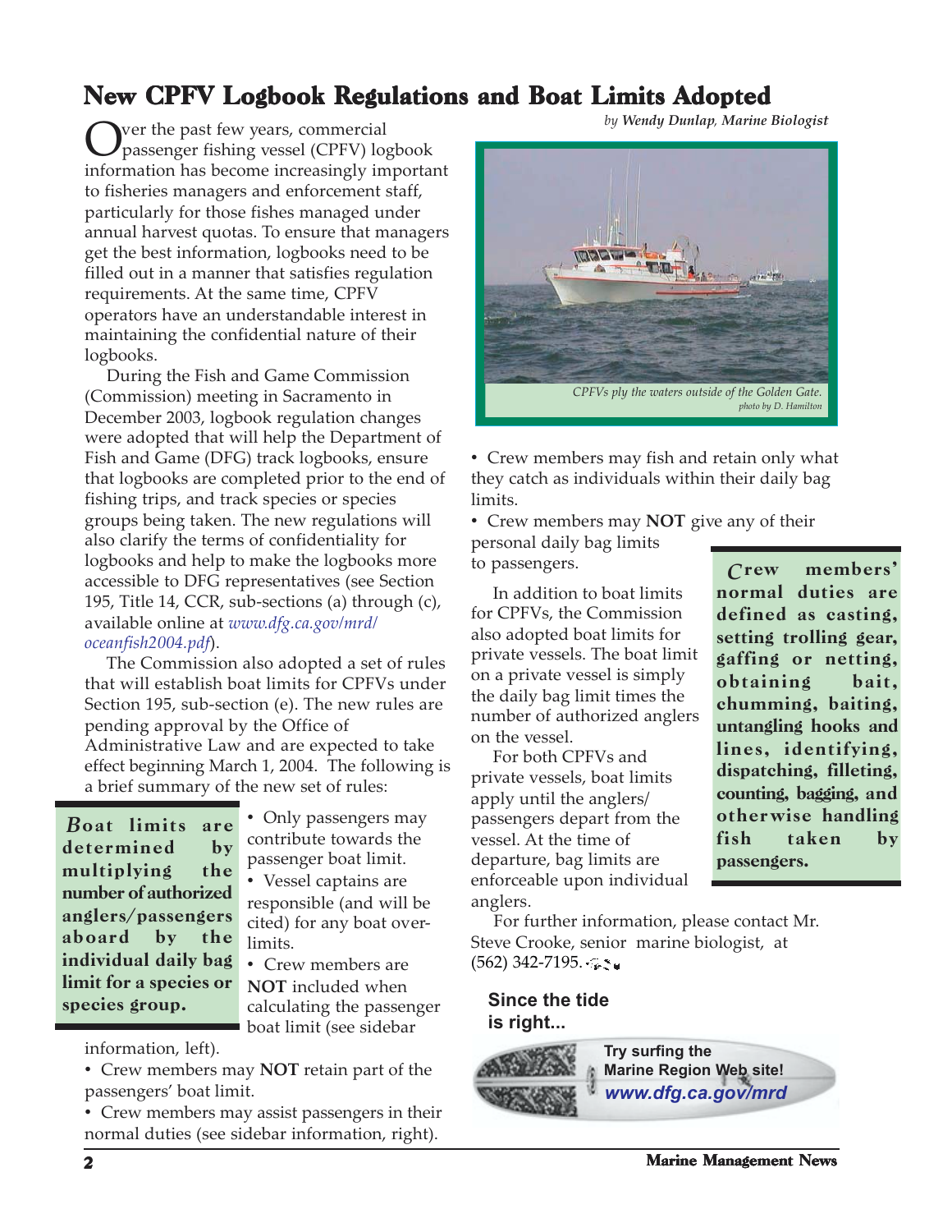# New CPFV Logbook Regulations and Boat Limits Adopted

*by **Wendy Dunlap**, Marine Biologist*

Over the past few years, commercial passenger fishing vessel (CPFV) logbook information has become increasingly important to fisheries managers and enforcement staff, particularly for those fishes managed under annual harvest quotas. To ensure that managers get the best information, logbooks need to be filled out in a manner that satisfies regulation requirements. At the same time, CPFV operators have an understandable interest in maintaining the confidential nature of their logbooks.

During the Fish and Game Commission (Commission) meeting in Sacramento in December 2003, logbook regulation changes were adopted that will help the Department of Fish and Game (DFG) track logbooks, ensure that logbooks are completed prior to the end of fishing trips, and track species or species groups being taken. The new regulations will also clarify the terms of confidentiality for logbooks and help to make the logbooks more accessible to DFG representatives (see Section 195, Title 14, CCR, sub-sections (a) through (c), available online at *www.dfg.ca.gov/mrd/oceanfish2004.pdf*).

The Commission also adopted a set of rules that will establish boat limits for CPFVs under Section 195, sub-section (e). The new rules are pending approval by the Office of Administrative Law and are expected to take effect beginning March 1, 2004. The following is a brief summary of the new set of rules:

**Boat limits are determined by multiplying the number of authorized anglers/passengers aboard by the individual daily bag limit for a species or species group.**

- Only passengers may contribute towards the passenger boat limit.
- Vessel captains are responsible (and will be cited) for any boat over-limits.
- Crew members are **NOT** included when calculating the passenger boat limit (see sidebar information, left).
- Crew members may **NOT** retain part of the passengers' boat limit.
- Crew members may assist passengers in their normal duties (see sidebar information, right).
- Crew members may fish and retain only what they catch as individuals within their daily bag limits.
- Crew members may **NOT** give any of their personal daily bag limits to passengers.

*CPFVs ply the waters outside of the Golden Gate.*
*photo by D. Hamilton*

**Crew members' normal duties are defined as casting, setting trolling gear, gaffing or netting, obtaining bait, chumming, baiting, untangling hooks and lines, identifying, dispatching, filleting, counting, bagging, and otherwise handling fish taken by passengers.**

In addition to boat limits for CPFVs, the Commission also adopted boat limits for private vessels. The boat limit on a private vessel is simply the daily bag limit times the number of authorized anglers on the vessel.

For both CPFVs and private vessels, boat limits apply until the anglers/passengers depart from the vessel. At the time of departure, bag limits are enforceable upon individual anglers.

For further information, please contact Mr. Steve Crooke, senior marine biologist, at (562) 342-7195.

**Since the tide is right...**

**Try surfing the Marine Region Web site!**
***www.dfg.ca.gov/mrd***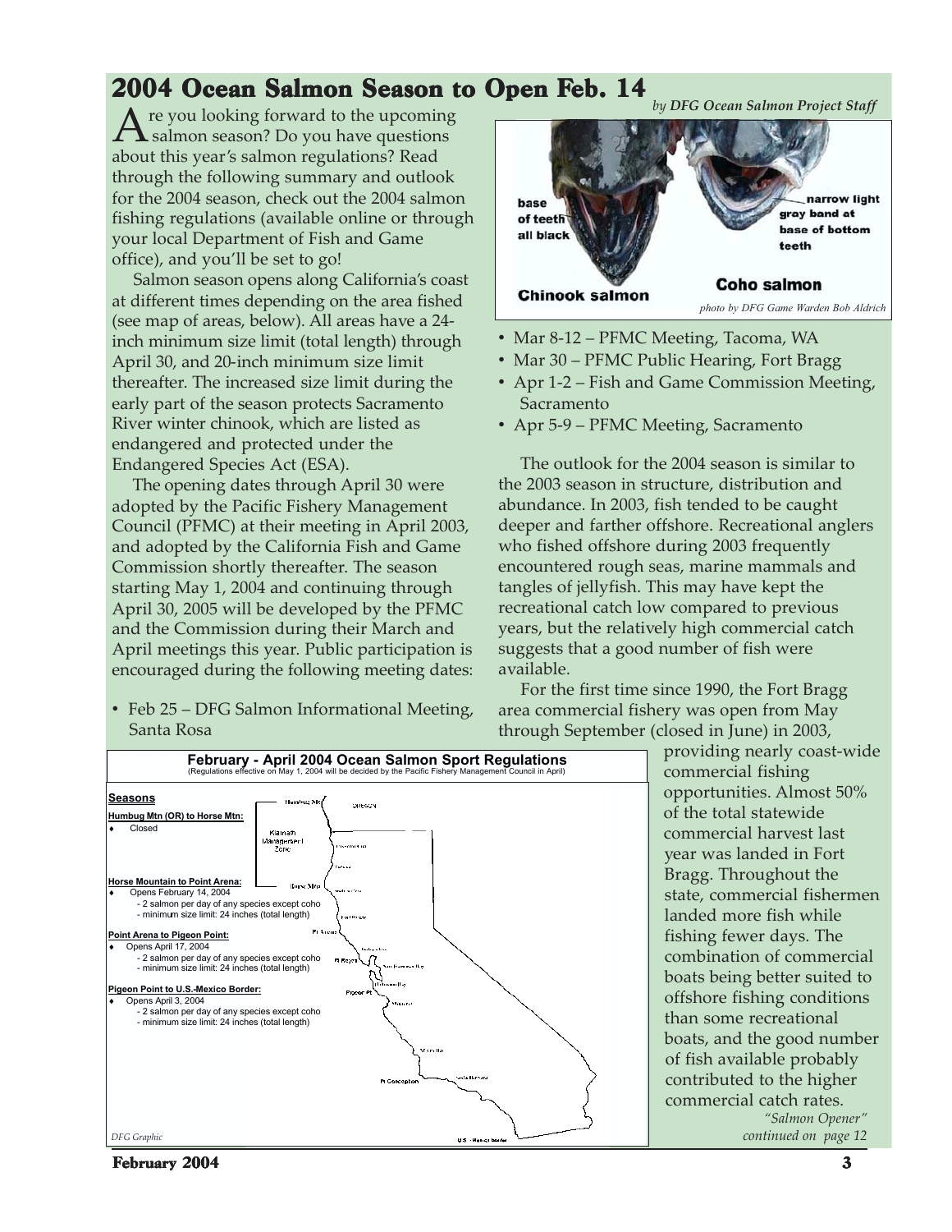# 2004 Ocean Salmon Season to Open Feb. 14

*by DFG Ocean Salmon Project Staff*

Are you looking forward to the upcoming salmon season? Do you have questions about this year's salmon regulations? Read through the following summary and outlook for the 2004 season, check out the 2004 salmon fishing regulations (available online or through your local Department of Fish and Game office), and you'll be set to go!

Salmon season opens along California's coast at different times depending on the area fished (see map of areas, below). All areas have a 24-inch minimum size limit (total length) through April 30, and 20-inch minimum size limit thereafter. The increased size limit during the early part of the season protects Sacramento River winter chinook, which are listed as endangered and protected under the Endangered Species Act (ESA).

The opening dates through April 30 were adopted by the Pacific Fishery Management Council (PFMC) at their meeting in April 2003, and adopted by the California Fish and Game Commission shortly thereafter. The season starting May 1, 2004 and continuing through April 30, 2005 will be developed by the PFMC and the Commission during their March and April meetings this year. Public participation is encouraged during the following meeting dates:

- Feb 25 – DFG Salmon Informational Meeting, Santa Rosa
- Mar 8-12 – PFMC Meeting, Tacoma, WA
- Mar 30 – PFMC Public Hearing, Fort Bragg
- Apr 1-2 – Fish and Game Commission Meeting, Sacramento
- Apr 5-9 – PFMC Meeting, Sacramento

Chinook salmon: base of teeth all black. Coho salmon: narrow light gray band at base of bottom teeth.

*photo by DFG Game Warden Bob Aldrich*

The outlook for the 2004 season is similar to the 2003 season in structure, distribution and abundance. In 2003, fish tended to be caught deeper and farther offshore. Recreational anglers who fished offshore during 2003 frequently encountered rough seas, marine mammals and tangles of jellyfish. This may have kept the recreational catch low compared to previous years, but the relatively high commercial catch suggests that a good number of fish were available.

For the first time since 1990, the Fort Bragg area commercial fishery was open from May through September (closed in June) in 2003, providing nearly coast-wide commercial fishing opportunities. Almost 50% of the total statewide commercial harvest last year was landed in Fort Bragg. Throughout the state, commercial fishermen landed more fish while fishing fewer days. The combination of commercial boats being better suited to offshore fishing conditions than some recreational boats, and the good number of fish available probably contributed to the higher commercial catch rates.

*"Salmon Opener" continued on page 12*

## February - April 2004 Ocean Salmon Sport Regulations

(Regulations effective on May 1, 2004 will be decided by the Pacific Fishery Management Council in April)

**Seasons**

**Humbug Mtn (OR) to Horse Mtn:**
- Closed

**Horse Mountain to Point Arena:**
- Opens February 14, 2004
  - 2 salmon per day of any species except coho
  - minimum size limit: 24 inches (total length)

**Point Arena to Pigeon Point:**
- Opens April 17, 2004
  - 2 salmon per day of any species except coho
  - minimum size limit: 24 inches (total length)

**Pigeon Point to U.S.-Mexico Border:**
- Opens April 3, 2004
  - 2 salmon per day of any species except coho
  - minimum size limit: 24 inches (total length)

*DFG Graphic*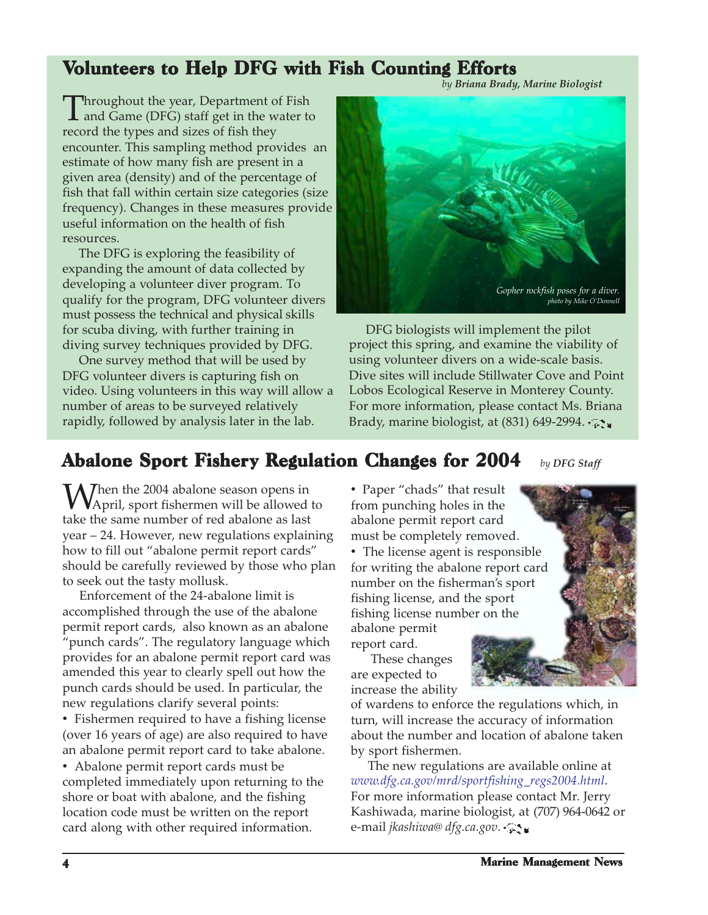## Volunteers to Help DFG with Fish Counting Efforts

*by Briana Brady, Marine Biologist*

Throughout the year, Department of Fish and Game (DFG) staff get in the water to record the types and sizes of fish they encounter. This sampling method provides an estimate of how many fish are present in a given area (density) and of the percentage of fish that fall within certain size categories (size frequency). Changes in these measures provide useful information on the health of fish resources.

The DFG is exploring the feasibility of expanding the amount of data collected by developing a volunteer diver program. To qualify for the program, DFG volunteer divers must possess the technical and physical skills for scuba diving, with further training in diving survey techniques provided by DFG.

One survey method that will be used by DFG volunteer divers is capturing fish on video. Using volunteers in this way will allow a number of areas to be surveyed relatively rapidly, followed by analysis later in the lab.

*Gopher rockfish poses for a diver.*
*photo by Mike O'Donnell*

DFG biologists will implement the pilot project this spring, and examine the viability of using volunteer divers on a wide-scale basis. Dive sites will include Stillwater Cove and Point Lobos Ecological Reserve in Monterey County. For more information, please contact Ms. Briana Brady, marine biologist, at (831) 649-2994.

## Abalone Sport Fishery Regulation Changes for 2004

*by DFG Staff*

When the 2004 abalone season opens in April, sport fishermen will be allowed to take the same number of red abalone as last year – 24. However, new regulations explaining how to fill out "abalone permit report cards" should be carefully reviewed by those who plan to seek out the tasty mollusk.

Enforcement of the 24-abalone limit is accomplished through the use of the abalone permit report cards, also known as an abalone "punch cards". The regulatory language which provides for an abalone permit report card was amended this year to clearly spell out how the punch cards should be used. In particular, the new regulations clarify several points:

- Fishermen required to have a fishing license (over 16 years of age) are also required to have an abalone permit report card to take abalone.
- Abalone permit report cards must be completed immediately upon returning to the shore or boat with abalone, and the fishing location code must be written on the report card along with other required information.
- Paper "chads" that result from punching holes in the abalone permit report card must be completely removed.
- The license agent is responsible for writing the abalone report card number on the fisherman's sport fishing license, and the sport fishing license number on the abalone permit report card.

These changes are expected to increase the ability of wardens to enforce the regulations which, in turn, will increase the accuracy of information about the number and location of abalone taken by sport fishermen.

The new regulations are available online at *www.dfg.ca.gov/mrd/sportfishing_regs2004.html*. For more information please contact Mr. Jerry Kashiwada, marine biologist, at (707) 964-0642 or e-mail *jkashiwa@ dfg.ca.gov*.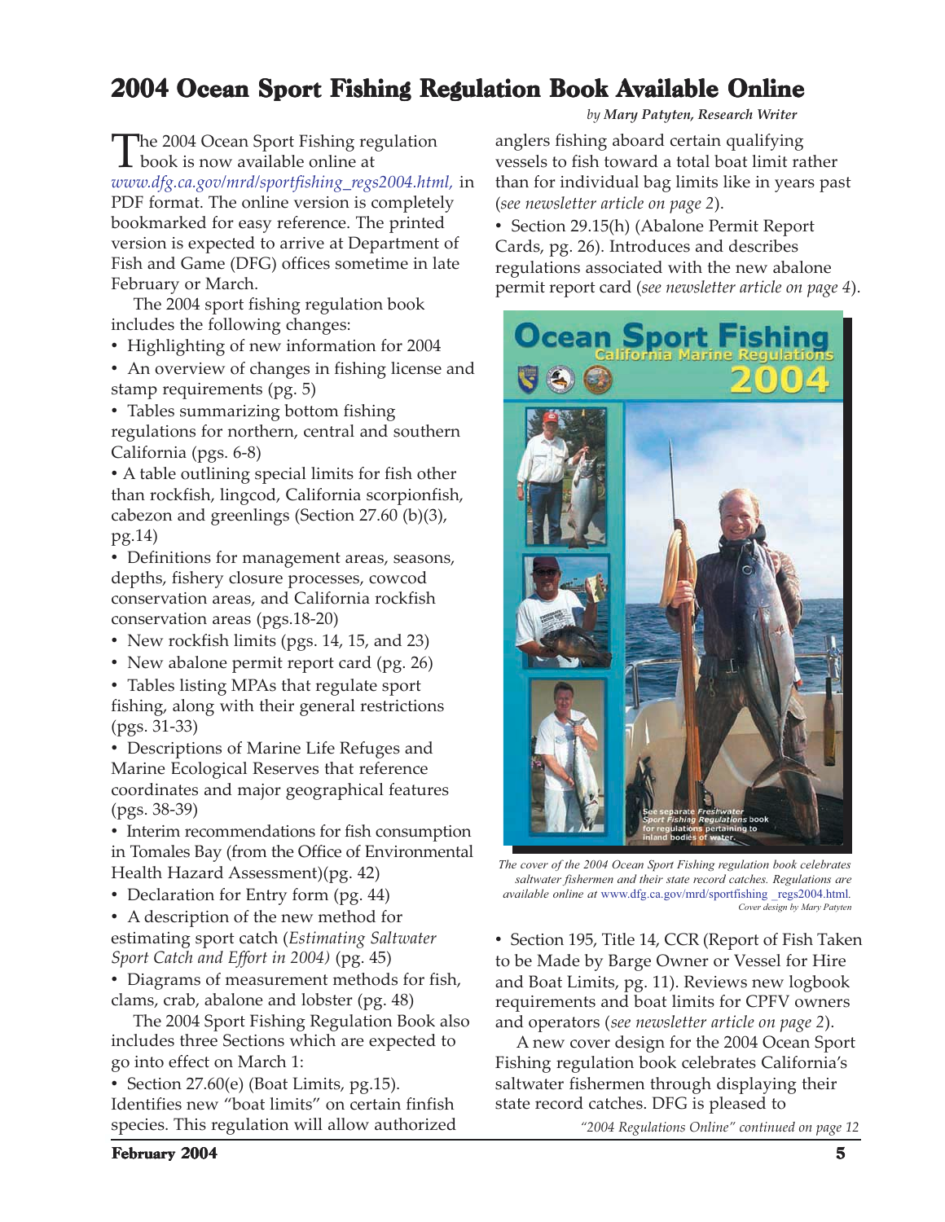# 2004 Ocean Sport Fishing Regulation Book Available Online

*by Mary Patyten, Research Writer*

The 2004 Ocean Sport Fishing regulation book is now available online at *www.dfg.ca.gov/mrd/sportfishing_regs2004.html,* in PDF format. The online version is completely bookmarked for easy reference. The printed version is expected to arrive at Department of Fish and Game (DFG) offices sometime in late February or March.

The 2004 sport fishing regulation book includes the following changes:

- Highlighting of new information for 2004
- An overview of changes in fishing license and stamp requirements (pg. 5)
- Tables summarizing bottom fishing regulations for northern, central and southern California (pgs. 6-8)
- A table outlining special limits for fish other than rockfish, lingcod, California scorpionfish, cabezon and greenlings (Section 27.60 (b)(3), pg.14)
- Definitions for management areas, seasons, depths, fishery closure processes, cowcod conservation areas, and California rockfish conservation areas (pgs.18-20)
- New rockfish limits (pgs. 14, 15, and 23)
- New abalone permit report card (pg. 26)
- Tables listing MPAs that regulate sport fishing, along with their general restrictions (pgs. 31-33)
- Descriptions of Marine Life Refuges and Marine Ecological Reserves that reference coordinates and major geographical features (pgs. 38-39)
- Interim recommendations for fish consumption in Tomales Bay (from the Office of Environmental Health Hazard Assessment)(pg. 42)
- Declaration for Entry form (pg. 44)
- A description of the new method for estimating sport catch (*Estimating Saltwater Sport Catch and Effort in 2004)* (pg. 45)
- Diagrams of measurement methods for fish, clams, crab, abalone and lobster (pg. 48)

The 2004 Sport Fishing Regulation Book also includes three Sections which are expected to go into effect on March 1:

- Section 27.60(e) (Boat Limits, pg.15). Identifies new "boat limits" on certain finfish species. This regulation will allow authorized anglers fishing aboard certain qualifying vessels to fish toward a total boat limit rather than for individual bag limits like in years past (*see newsletter article on page 2*).
- Section 29.15(h) (Abalone Permit Report Cards, pg. 26). Introduces and describes regulations associated with the new abalone permit report card (*see newsletter article on page 4*).

*The cover of the 2004 Ocean Sport Fishing regulation book celebrates saltwater fishermen and their state record catches. Regulations are available online at* www.dfg.ca.gov/mrd/sportfishing_regs2004.html.
*Cover design by Mary Patyten*

- Section 195, Title 14, CCR (Report of Fish Taken to be Made by Barge Owner or Vessel for Hire and Boat Limits, pg. 11). Reviews new logbook requirements and boat limits for CPFV owners and operators (*see newsletter article on page 2*).

A new cover design for the 2004 Ocean Sport Fishing regulation book celebrates California's saltwater fishermen through displaying their state record catches. DFG is pleased to

*"2004 Regulations Online" continued on page 12*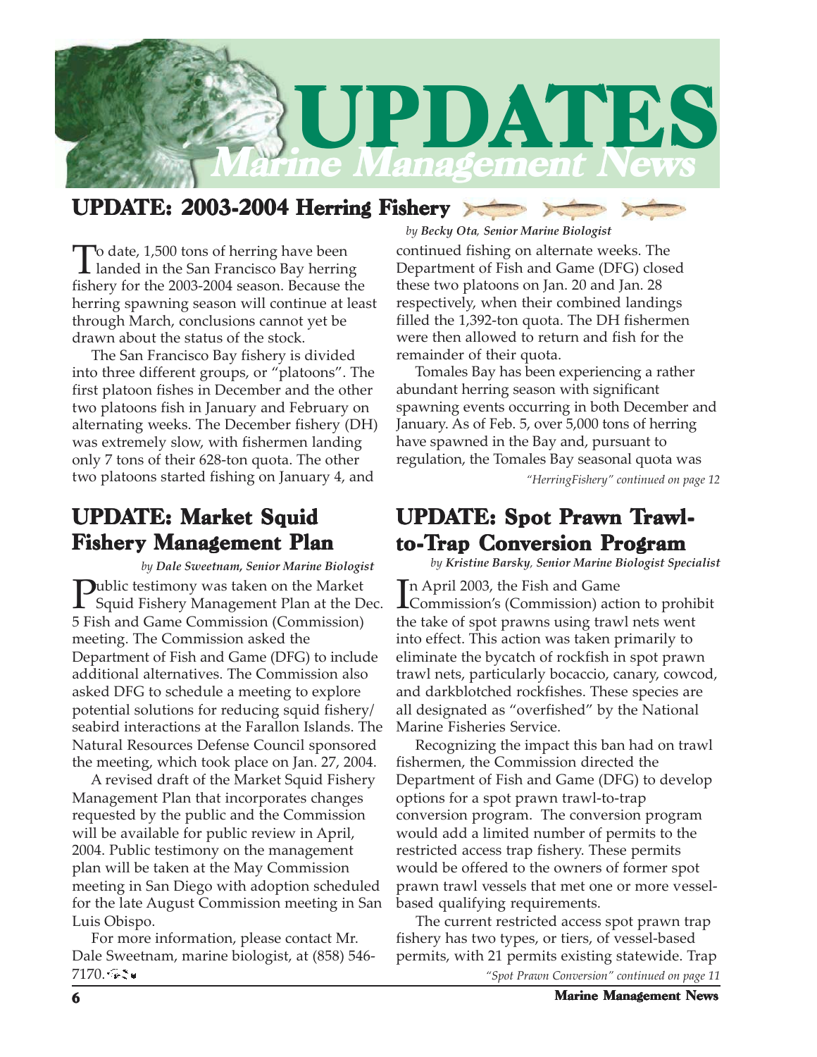# UPDATES

## *Marine Management News*

## UPDATE: 2003-2004 Herring Fishery

*by **Becky Ota**, **Senior Marine Biologist***

To date, 1,500 tons of herring have been landed in the San Francisco Bay herring fishery for the 2003-2004 season. Because the herring spawning season will continue at least through March, conclusions cannot yet be drawn about the status of the stock.

The San Francisco Bay fishery is divided into three different groups, or "platoons". The first platoon fishes in December and the other two platoons fish in January and February on alternating weeks. The December fishery (DH) was extremely slow, with fishermen landing only 7 tons of their 628-ton quota. The other two platoons started fishing on January 4, and continued fishing on alternate weeks. The Department of Fish and Game (DFG) closed these two platoons on Jan. 20 and Jan. 28 respectively, when their combined landings filled the 1,392-ton quota. The DH fishermen were then allowed to return and fish for the remainder of their quota.

Tomales Bay has been experiencing a rather abundant herring season with significant spawning events occurring in both December and January. As of Feb. 5, over 5,000 tons of herring have spawned in the Bay and, pursuant to regulation, the Tomales Bay seasonal quota was

*"HerringFishery" continued on page 12*

## UPDATE: Market Squid Fishery Management Plan

*by **Dale Sweetnam, Senior Marine Biologist***

Public testimony was taken on the Market Squid Fishery Management Plan at the Dec. 5 Fish and Game Commission (Commission) meeting. The Commission asked the Department of Fish and Game (DFG) to include additional alternatives. The Commission also asked DFG to schedule a meeting to explore potential solutions for reducing squid fishery/ seabird interactions at the Farallon Islands. The Natural Resources Defense Council sponsored the meeting, which took place on Jan. 27, 2004.

A revised draft of the Market Squid Fishery Management Plan that incorporates changes requested by the public and the Commission will be available for public review in April, 2004. Public testimony on the management plan will be taken at the May Commission meeting in San Diego with adoption scheduled for the late August Commission meeting in San Luis Obispo.

For more information, please contact Mr. Dale Sweetnam, marine biologist, at (858) 546-7170.

## UPDATE: Spot Prawn Trawl-to-Trap Conversion Program

*by **Kristine Barsky**, **Senior Marine Biologist Specialist***

In April 2003, the Fish and Game Commission's (Commission) action to prohibit the take of spot prawns using trawl nets went into effect. This action was taken primarily to eliminate the bycatch of rockfish in spot prawn trawl nets, particularly bocaccio, canary, cowcod, and darkblotched rockfishes. These species are all designated as "overfished" by the National Marine Fisheries Service.

Recognizing the impact this ban had on trawl fishermen, the Commission directed the Department of Fish and Game (DFG) to develop options for a spot prawn trawl-to-trap conversion program. The conversion program would add a limited number of permits to the restricted access trap fishery. These permits would be offered to the owners of former spot prawn trawl vessels that met one or more vessel-based qualifying requirements.

The current restricted access spot prawn trap fishery has two types, or tiers, of vessel-based permits, with 21 permits existing statewide. Trap

*"Spot Prawn Conversion" continued on page 11*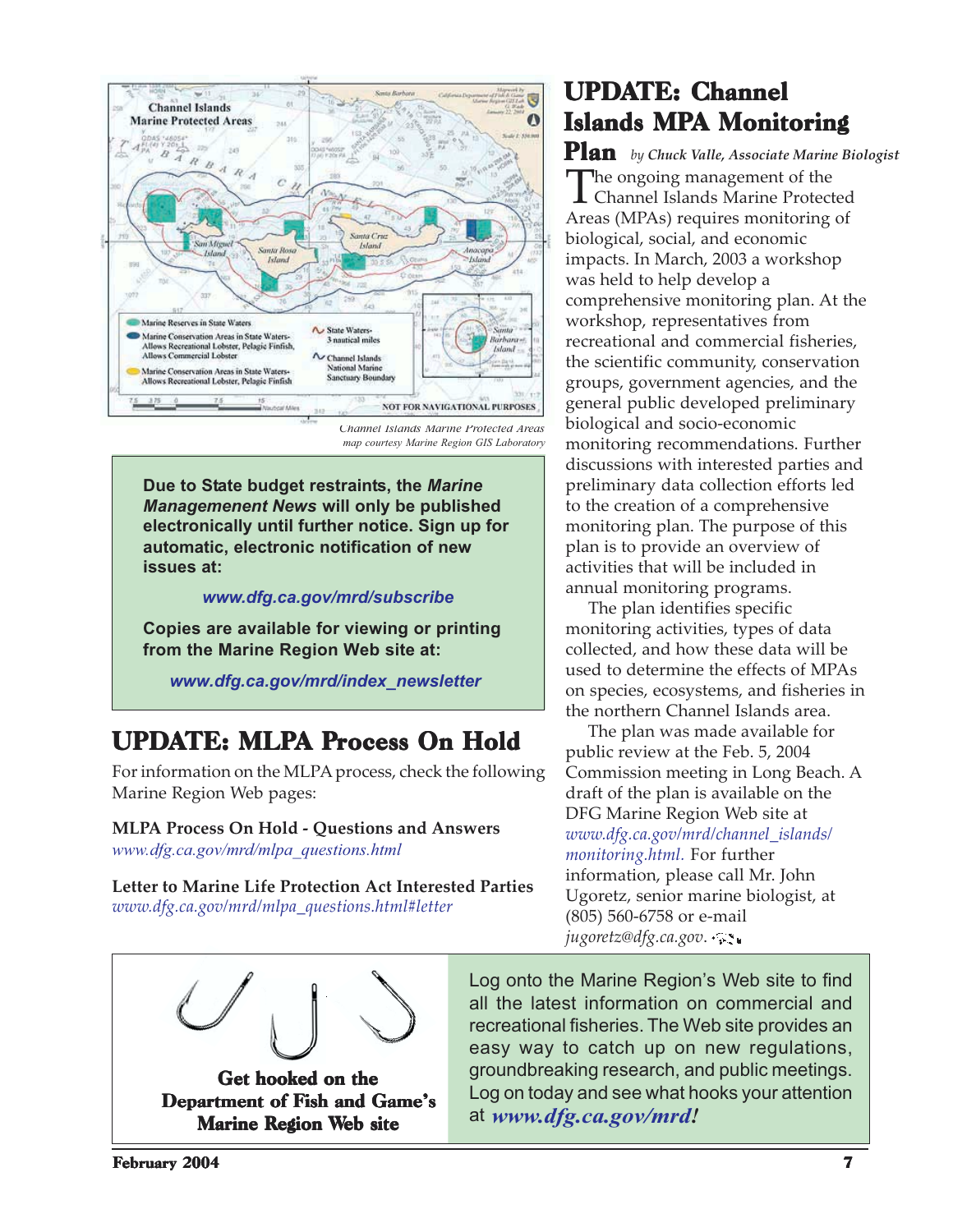Channel Islands Marine Protected Areas map courtesy Marine Region GIS Laboratory

**Due to State budget restraints, the *Marine Managemenent News* will only be published electronically until further notice. Sign up for automatic, electronic notification of new issues at:**

***www.dfg.ca.gov/mrd/subscribe***

**Copies are available for viewing or printing from the Marine Region Web site at:**

***www.dfg.ca.gov/mrd/index_newsletter***

## UPDATE: MLPA Process On Hold

For information on the MLPA process, check the following Marine Region Web pages:

**MLPA Process On Hold - Questions and Answers**
*www.dfg.ca.gov/mrd/mlpa_questions.html*

**Letter to Marine Life Protection Act Interested Parties**
*www.dfg.ca.gov/mrd/mlpa_questions.html#letter*

## UPDATE: Channel Islands MPA Monitoring Plan

*by Chuck Valle, Associate Marine Biologist*

The ongoing management of the Channel Islands Marine Protected Areas (MPAs) requires monitoring of biological, social, and economic impacts. In March, 2003 a workshop was held to help develop a comprehensive monitoring plan. At the workshop, representatives from recreational and commercial fisheries, the scientific community, conservation groups, government agencies, and the general public developed preliminary biological and socio-economic monitoring recommendations. Further discussions with interested parties and preliminary data collection efforts led to the creation of a comprehensive monitoring plan. The purpose of this plan is to provide an overview of activities that will be included in annual monitoring programs.

The plan identifies specific monitoring activities, types of data collected, and how these data will be used to determine the effects of MPAs on species, ecosystems, and fisheries in the northern Channel Islands area.

The plan was made available for public review at the Feb. 5, 2004 Commission meeting in Long Beach. A draft of the plan is available on the DFG Marine Region Web site at *www.dfg.ca.gov/mrd/channel_islands/monitoring.html.* For further information, please call Mr. John Ugoretz, senior marine biologist, at (805) 560-6758 or e-mail *jugoretz@dfg.ca.gov*.

**Get hooked on the Department of Fish and Game's Marine Region Web site**

Log onto the Marine Region's Web site to find all the latest information on commercial and recreational fisheries. The Web site provides an easy way to catch up on new regulations, groundbreaking research, and public meetings. Log on today and see what hooks your attention at ***www.dfg.ca.gov/mrd!***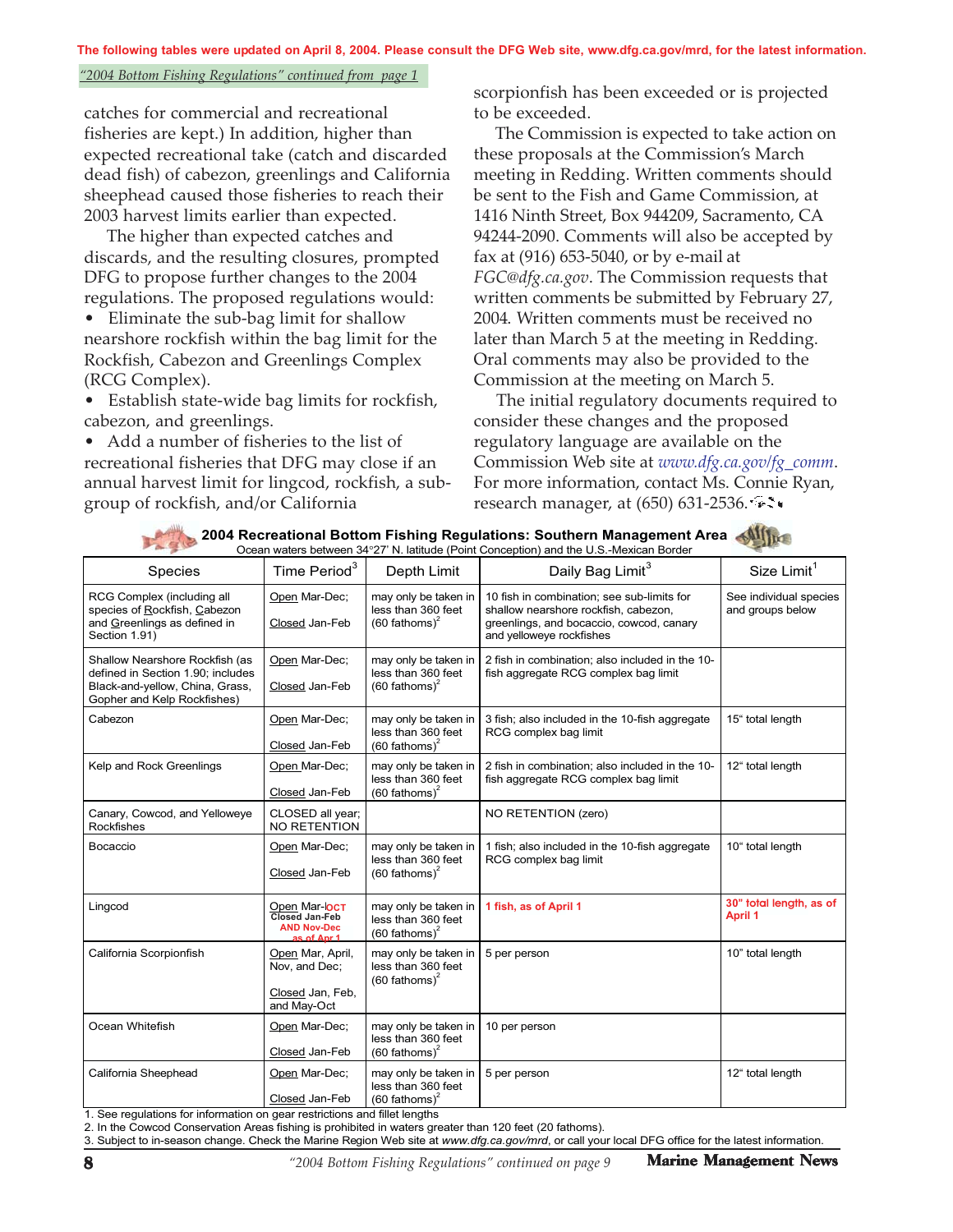**The following tables were updated on April 8, 2004. Please consult the DFG Web site, www.dfg.ca.gov/mrd, for the latest information.**

*"2004 Bottom Fishing Regulations" continued from page 1*

catches for commercial and recreational fisheries are kept.) In addition, higher than expected recreational take (catch and discarded dead fish) of cabezon, greenlings and California sheephead caused those fisheries to reach their 2003 harvest limits earlier than expected.

The higher than expected catches and discards, and the resulting closures, prompted DFG to propose further changes to the 2004 regulations. The proposed regulations would:

- Eliminate the sub-bag limit for shallow nearshore rockfish within the bag limit for the Rockfish, Cabezon and Greenlings Complex (RCG Complex).
- Establish state-wide bag limits for rockfish, cabezon, and greenlings.
- Add a number of fisheries to the list of recreational fisheries that DFG may close if an annual harvest limit for lingcod, rockfish, a sub-group of rockfish, and/or California scorpionfish has been exceeded or is projected to be exceeded.

The Commission is expected to take action on these proposals at the Commission's March meeting in Redding. Written comments should be sent to the Fish and Game Commission, at 1416 Ninth Street, Box 944209, Sacramento, CA 94244-2090. Comments will also be accepted by fax at (916) 653-5040, or by e-mail at *FGC@dfg.ca.gov*. The Commission requests that written comments be submitted by February 27, 2004. Written comments must be received no later than March 5 at the meeting in Redding. Oral comments may also be provided to the Commission at the meeting on March 5.

The initial regulatory documents required to consider these changes and the proposed regulatory language are available on the Commission Web site at *www.dfg.ca.gov/fg_comm*. For more information, contact Ms. Connie Ryan, research manager, at (650) 631-2536.

## 2004 Recreational Bottom Fishing Regulations: Southern Management Area

Ocean waters between 34°27' N. latitude (Point Conception) and the U.S.-Mexican Border

| Species | Time Period[3] | Depth Limit | Daily Bag Limit[3] | Size Limit[1] |
|---|---|---|---|---|
| RCG Complex (including all species of Rockfish, Cabezon and Greenlings as defined in Section 1.91) | Open Mar-Dec; Closed Jan-Feb | may only be taken in less than 360 feet (60 fathoms)[2] | 10 fish in combination; see sub-limits for shallow nearshore rockfish, cabezon, greenlings, and bocaccio, cowcod, canary and yelloweye rockfishes | See individual species and groups below |
| Shallow Nearshore Rockfish (as defined in Section 1.90; includes Black-and-yellow, China, Grass, Gopher and Kelp Rockfishes) | Open Mar-Dec; Closed Jan-Feb | may only be taken in less than 360 feet (60 fathoms)[2] | 2 fish in combination; also included in the 10-fish aggregate RCG complex bag limit | |
| Cabezon | Open Mar-Dec; Closed Jan-Feb | may only be taken in less than 360 feet (60 fathoms)[2] | 3 fish; also included in the 10-fish aggregate RCG complex bag limit | 15" total length |
| Kelp and Rock Greenlings | Open Mar-Dec; Closed Jan-Feb | may only be taken in less than 360 feet (60 fathoms)[2] | 2 fish in combination; also included in the 10-fish aggregate RCG complex bag limit | 12" total length |
| Canary, Cowcod, and Yelloweye Rockfishes | CLOSED all year; NO RETENTION | | NO RETENTION (zero) | |
| Bocaccio | Open Mar-Dec; Closed Jan-Feb | may only be taken in less than 360 feet (60 fathoms)[2] | 1 fish; also included in the 10-fish aggregate RCG complex bag limit | 10" total length |
| Lingcod | Open Mar-OCT; Closed Jan-Feb AND Nov-Dec as of Apr 1 | may only be taken in less than 360 feet (60 fathoms)[2] | 1 fish, as of April 1 | 30" total length, as of April 1 |
| California Scorpionfish | Open Mar, April, Nov, and Dec; Closed Jan, Feb, and May-Oct | may only be taken in less than 360 feet (60 fathoms)[2] | 5 per person | 10" total length |
| Ocean Whitefish | Open Mar-Dec; Closed Jan-Feb | may only be taken in less than 360 feet (60 fathoms)[2] | 10 per person | |
| California Sheephead | Open Mar-Dec; Closed Jan-Feb | may only be taken in less than 360 feet (60 fathoms)[2] | 5 per person | 12" total length |

1. See regulations for information on gear restrictions and fillet lengths
2. In the Cowcod Conservation Areas fishing is prohibited in waters greater than 120 feet (20 fathoms).
3. Subject to in-season change. Check the Marine Region Web site at *www.dfg.ca.gov/mrd*, or call your local DFG office for the latest information.

*"2004 Bottom Fishing Regulations" continued on page 9*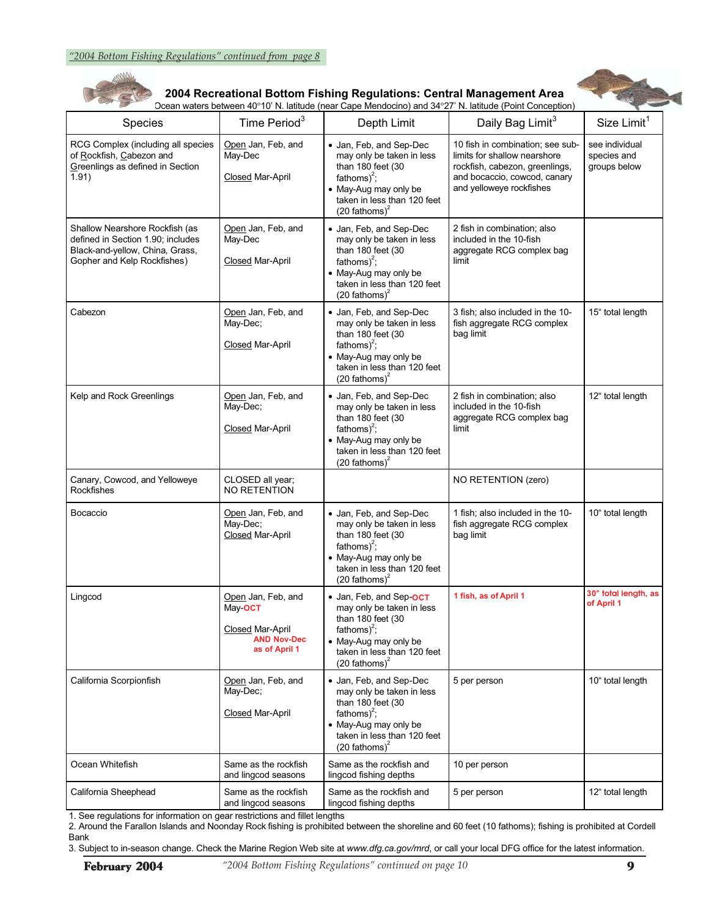*"2004 Bottom Fishing Regulations" continued from page 8*

## 2004 Recreational Bottom Fishing Regulations: Central Management Area

Ocean waters between 40°10' N. latitude (near Cape Mendocino) and 34°27' N. latitude (Point Conception)

| Species | Time Period[3] | Depth Limit | Daily Bag Limit[3] | Size Limit[1] |
|---|---|---|---|---|
| RCG Complex (including all species of Rockfish, Cabezon and Greenlings as defined in Section 1.91) | Open Jan, Feb, and May-Dec<br>Closed Mar-April | • Jan, Feb, and Sep-Dec may only be taken in less than 180 feet (30 fathoms)[2];<br>• May-Aug may only be taken in less than 120 feet (20 fathoms)[2] | 10 fish in combination; see sub-limits for shallow nearshore rockfish, cabezon, greenlings, and bocacci0, cowcod, canary and yelloweye rockfishes | see individual species and groups below |
| Shallow Nearshore Rockfish (as defined in Section 1.90; includes Black-and-yellow, China, Grass, Gopher and Kelp Rockfishes) | Open Jan, Feb, and May-Dec<br>Closed Mar-April | • Jan, Feb, and Sep-Dec may only be taken in less than 180 feet (30 fathoms)[2];<br>• May-Aug may only be taken in less than 120 feet (20 fathoms)[2] | 2 fish in combination; also included in the 10-fish aggregate RCG complex bag limit | |
| Cabezon | Open Jan, Feb, and May-Dec;<br>Closed Mar-April | • Jan, Feb, and Sep-Dec may only be taken in less than 180 feet (30 fathoms)[2];<br>• May-Aug may only be taken in less than 120 feet (20 fathoms)[2] | 3 fish; also included in the 10-fish aggregate RCG complex bag limit | 15" total length |
| Kelp and Rock Greenlings | Open Jan, Feb, and May-Dec;<br>Closed Mar-April | • Jan, Feb, and Sep-Dec may only be taken in less than 180 feet (30 fathoms)[2];<br>• May-Aug may only be taken in less than 120 feet (20 fathoms)[2] | 2 fish in combination; also included in the 10-fish aggregate RCG complex bag limit | 12" total length |
| Canary, Cowcod, and Yelloweye Rockfishes | CLOSED all year; NO RETENTION | | NO RETENTION (zero) | |
| Bocaccio | Open Jan, Feb, and May-Dec;<br>Closed Mar-April | • Jan, Feb, and Sep-Dec may only be taken in less than 180 feet (30 fathoms)[2];<br>• May-Aug may only be taken in less than 120 feet (20 fathoms)[2] | 1 fish; also included in the 10-fish aggregate RCG complex bag limit | 10" total length |
| Lingcod | Open Jan, Feb, and May-**OCT**<br>Closed Mar-April **AND Nov-Dec as of April 1** | • Jan, Feb, and Sep-**OCT** may only be taken in less than 180 feet (30 fathoms)[2];<br>• May-Aug may only be taken in less than 120 feet (20 fathoms)[2] | **1 fish, as of April 1** | **30" total length, as of April 1** |
| California Scorpionfish | Open Jan, Feb, and May-Dec;<br>Closed Mar-April | • Jan, Feb, and Sep-Dec may only be taken in less than 180 feet (30 fathoms)[2];<br>• May-Aug may only be taken in less than 120 feet (20 fathoms)[2] | 5 per person | 10" total length |
| Ocean Whitefish | Same as the rockfish and lingcod seasons | Same as the rockfish and lingcod fishing depths | 10 per person | |
| California Sheephead | Same as the rockfish and lingcod seasons | Same as the rockfish and lingcod fishing depths | 5 per person | 12" total length |

1. See regulations for information on gear restrictions and fillet lengths
2. Around the Farallon Islands and Noonday Rock fishing is prohibited between the shoreline and 60 feet (10 fathoms); fishing is prohibited at Cordell Bank
3. Subject to in-season change. Check the Marine Region Web site at *www.dfg.ca.gov/mrd*, or call your local DFG office for the latest information.

*"2004 Bottom Fishing Regulations" continued on page 10*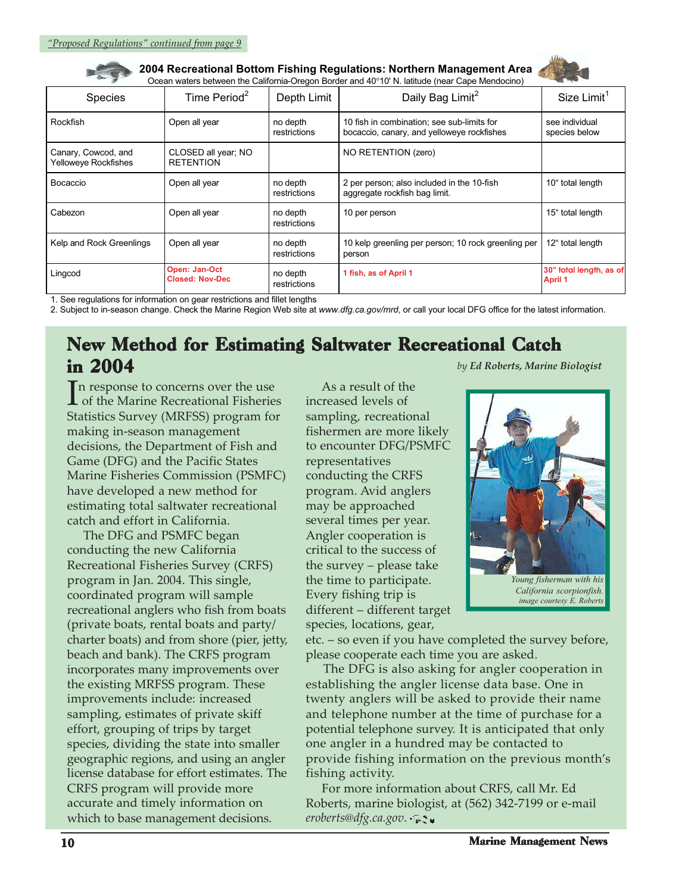*"Proposed Regulations" continued from page 9*

**2004 Recreational Bottom Fishing Regulations: Northern Management Area**

Ocean waters between the California-Oregon Border and 40°10' N. latitude (near Cape Mendocino)

| Species | Time Period[2] | Depth Limit | Daily Bag Limit[2] | Size Limit[1] |
|---|---|---|---|---|
| Rockfish | Open all year | no depth restrictions | 10 fish in combination; see sub-limits for bocaccio, canary, and yelloweye rockfishes | see individual species below |
| Canary, Cowcod, and Yelloweye Rockfishes | CLOSED all year; NO RETENTION | | NO RETENTION (zero) | |
| Bocaccio | Open all year | no depth restrictions | 2 per person; also included in the 10-fish aggregate rockfish bag limit. | 10" total length |
| Cabezon | Open all year | no depth restrictions | 10 per person | 15" total length |
| Kelp and Rock Greenlings | Open all year | no depth restrictions | 10 kelp greenling per person; 10 rock greenling per person | 12" total length |
| Lingcod | **Open: Jan-Oct Closed: Nov-Dec** | no depth restrictions | **1 fish, as of April 1** | **30" total length, as of April 1** |

1. See regulations for information on gear restrictions and fillet lengths
2. Subject to in-season change. Check the Marine Region Web site at *www.dfg.ca.gov/mrd*, or call your local DFG office for the latest information.

# New Method for Estimating Saltwater Recreational Catch in 2004

*by **Ed Roberts, Marine Biologist***

In response to concerns over the use of the Marine Recreational Fisheries Statistics Survey (MRFSS) program for making in-season management decisions, the Department of Fish and Game (DFG) and the Pacific States Marine Fisheries Commission (PSMFC) have developed a new method for estimating total saltwater recreational catch and effort in California.

The DFG and PSMFC began conducting the new California Recreational Fisheries Survey (CRFS) program in Jan. 2004. This single, coordinated program will sample recreational anglers who fish from boats (private boats, rental boats and party/charter boats) and from shore (pier, jetty, beach and bank). The CRFS program incorporates many improvements over the existing MRFSS program. These improvements include: increased sampling, estimates of private skiff effort, grouping of trips by target species, dividing the state into smaller geographic regions, and using an angler license database for effort estimates. The CRFS program will provide more accurate and timely information on which to base management decisions.

As a result of the increased levels of sampling, recreational fishermen are more likely to encounter DFG/PSMFC representatives conducting the CRFS program. Avid anglers may be approached several times per year. Angler cooperation is critical to the success of the survey – please take the time to participate. Every fishing trip is different – different target species, locations, gear, etc. – so even if you have completed the survey before, please cooperate each time you are asked.

*Young fisherman with his California scorpionfish. image courtesy E. Roberts*

The DFG is also asking for angler cooperation in establishing the angler license data base. One in twenty anglers will be asked to provide their name and telephone number at the time of purchase for a potential telephone survey. It is anticipated that only one angler in a hundred may be contacted to provide fishing information on the previous month's fishing activity.

For more information about CRFS, call Mr. Ed Roberts, marine biologist, at (562) 342-7199 or e-mail *eroberts@dfg.ca.gov*.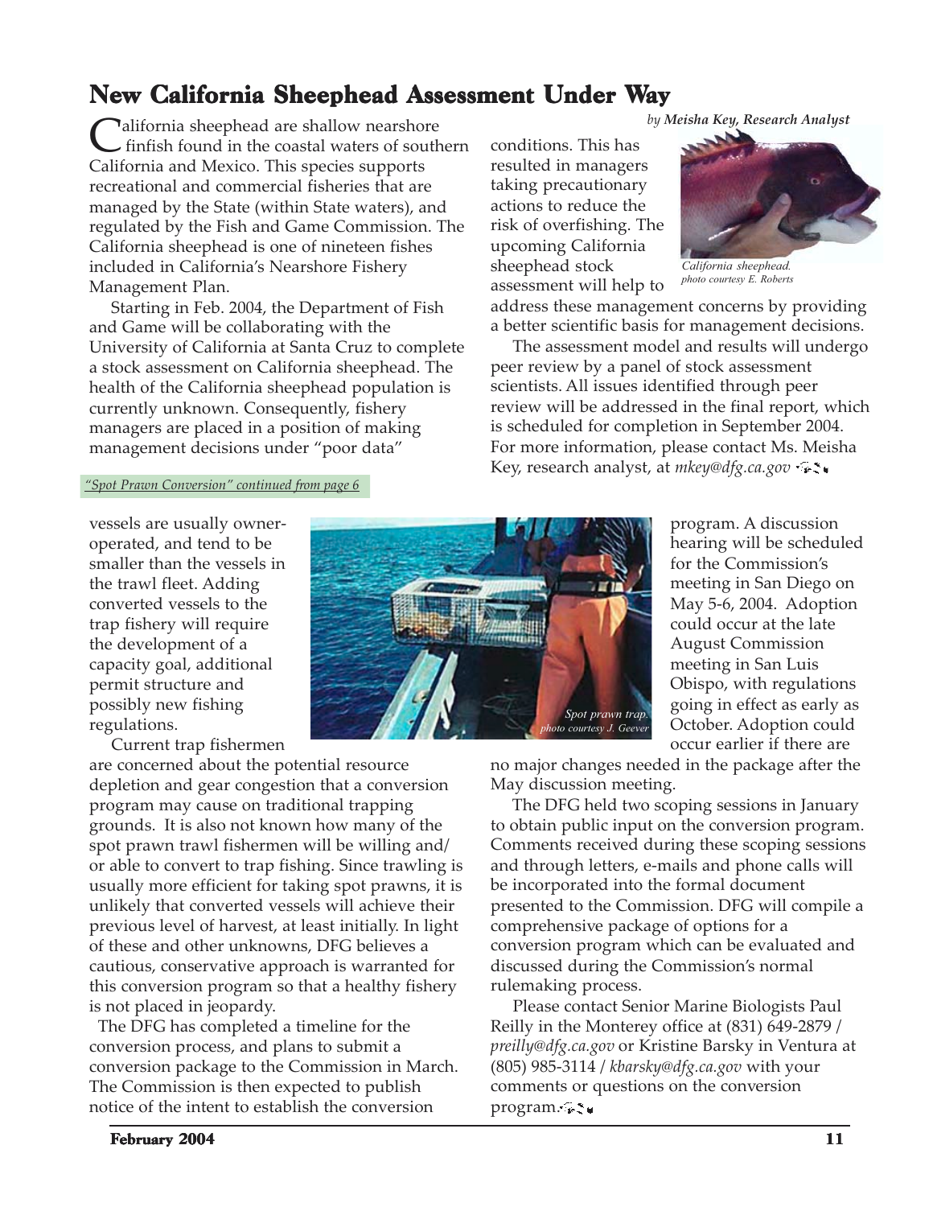## New California Sheephead Assessment Under Way

*by **Meisha Key, Research Analyst***

California sheephead are shallow nearshore finfish found in the coastal waters of southern California and Mexico. This species supports recreational and commercial fisheries that are managed by the State (within State waters), and regulated by the Fish and Game Commission. The California sheephead is one of nineteen fishes included in California's Nearshore Fishery Management Plan.

Starting in Feb. 2004, the Department of Fish and Game will be collaborating with the University of California at Santa Cruz to complete a stock assessment on California sheephead. The health of the California sheephead population is currently unknown. Consequently, fishery managers are placed in a position of making management decisions under "poor data" conditions. This has resulted in managers taking precautionary actions to reduce the risk of overfishing. The upcoming California sheephead stock assessment will help to address these management concerns by providing a better scientific basis for management decisions.

*California sheephead. photo courtesy E. Roberts*

The assessment model and results will undergo peer review by a panel of stock assessment scientists. All issues identified through peer review will be addressed in the final report, which is scheduled for completion in September 2004. For more information, please contact Ms. Meisha Key, research analyst, at *mkey@dfg.ca.gov*

*"Spot Prawn Conversion" continued from page 6*

vessels are usually owner-operated, and tend to be smaller than the vessels in the trawl fleet. Adding converted vessels to the trap fishery will require the development of a capacity goal, additional permit structure and possibly new fishing regulations.

Current trap fishermen are concerned about the potential resource depletion and gear congestion that a conversion program may cause on traditional trapping grounds. It is also not known how many of the spot prawn trawl fishermen will be willing and/ or able to convert to trap fishing. Since trawling is usually more efficient for taking spot prawns, it is unlikely that converted vessels will achieve their previous level of harvest, at least initially. In light of these and other unknowns, DFG believes a cautious, conservative approach is warranted for this conversion program so that a healthy fishery is not placed in jeopardy.

The DFG has completed a timeline for the conversion process, and plans to submit a conversion package to the Commission in March. The Commission is then expected to publish notice of the intent to establish the conversion program. A discussion hearing will be scheduled for the Commission's meeting in San Diego on May 5-6, 2004. Adoption could occur at the late August Commission meeting in San Luis Obispo, with regulations going in effect as early as October. Adoption could occur earlier if there are no major changes needed in the package after the May discussion meeting.

*Spot prawn trap. photo courtesy J. Geever*

The DFG held two scoping sessions in January to obtain public input on the conversion program. Comments received during these scoping sessions and through letters, e-mails and phone calls will be incorporated into the formal document presented to the Commission. DFG will compile a comprehensive package of options for a conversion program which can be evaluated and discussed during the Commission's normal rulemaking process.

Please contact Senior Marine Biologists Paul Reilly in the Monterey office at (831) 649-2879 / *preilly@dfg.ca.gov* or Kristine Barsky in Ventura at (805) 985-3114 / *kbarsky@dfg.ca.gov* with your comments or questions on the conversion program.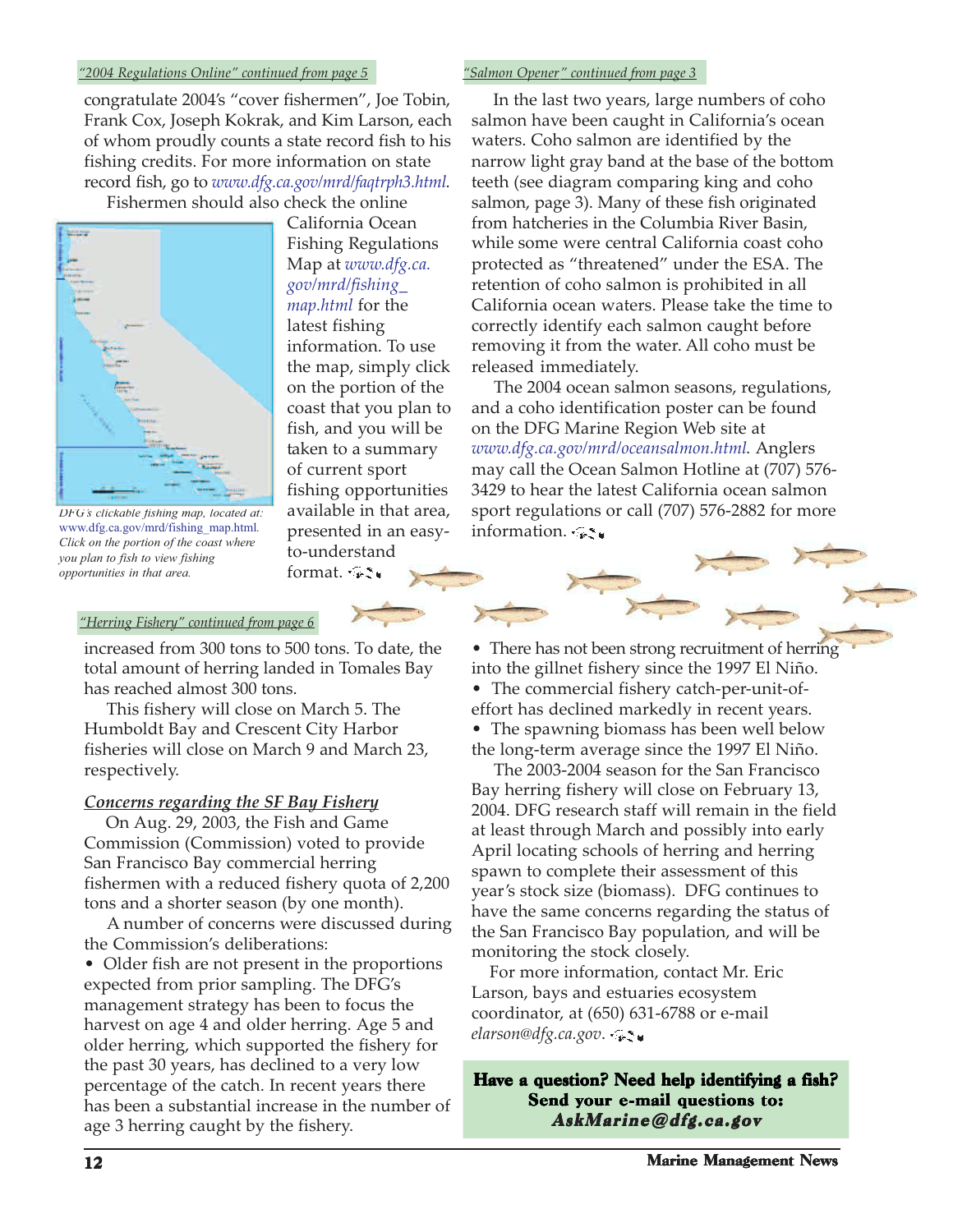*"2004 Regulations Online" continued from page 5*

congratulate 2004's "cover fishermen", Joe Tobin, Frank Cox, Joseph Kokrak, and Kim Larson, each of whom proudly counts a state record fish to his fishing credits. For more information on state record fish, go to *www.dfg.ca.gov/mrd/faqtrph3.html*.

Fishermen should also check the online California Ocean Fishing Regulations Map at *www.dfg.ca.gov/mrd/fishing_map.html* for the latest fishing information. To use the map, simply click on the portion of the coast that you plan to fish, and you will be taken to a summary of current sport fishing opportunities available in that area, presented in an easy-to-understand format.

*DFG's clickable fishing map, located at: www.dfg.ca.gov/mrd/fishing_map.html. Click on the portion of the coast where you plan to fish to view fishing opportunities in that area.*

*"Salmon Opener" continued from page 3*

In the last two years, large numbers of coho salmon have been caught in California's ocean waters. Coho salmon are identified by the narrow light gray band at the base of the bottom teeth (see diagram comparing king and coho salmon, page 3). Many of these fish originated from hatcheries in the Columbia River Basin, while some were central California coast coho protected as "threatened" under the ESA. The retention of coho salmon is prohibited in all California ocean waters. Please take the time to correctly identify each salmon caught before removing it from the water. All coho must be released immediately.

The 2004 ocean salmon seasons, regulations, and a coho identification poster can be found on the DFG Marine Region Web site at *www.dfg.ca.gov/mrd/oceansalmon.html*. Anglers may call the Ocean Salmon Hotline at (707) 576-3429 to hear the latest California ocean salmon sport regulations or call (707) 576-2882 for more information.

*"Herring Fishery" continued from page 6*

increased from 300 tons to 500 tons. To date, the total amount of herring landed in Tomales Bay has reached almost 300 tons.

This fishery will close on March 5. The Humboldt Bay and Crescent City Harbor fisheries will close on March 9 and March 23, respectively.

### Concerns regarding the SF Bay Fishery

On Aug. 29, 2003, the Fish and Game Commission (Commission) voted to provide San Francisco Bay commercial herring fishermen with a reduced fishery quota of 2,200 tons and a shorter season (by one month).

A number of concerns were discussed during the Commission's deliberations:

- Older fish are not present in the proportions expected from prior sampling. The DFG's management strategy has been to focus the harvest on age 4 and older herring. Age 5 and older herring, which supported the fishery for the past 30 years, has declined to a very low percentage of the catch. In recent years there has been a substantial increase in the number of age 3 herring caught by the fishery.
- There has not been strong recruitment of herring into the gillnet fishery since the 1997 El Niño.
- The commercial fishery catch-per-unit-of-effort has declined markedly in recent years.
- The spawning biomass has been well below the long-term average since the 1997 El Niño.

The 2003-2004 season for the San Francisco Bay herring fishery will close on February 13, 2004. DFG research staff will remain in the field at least through March and possibly into early April locating schools of herring and herring spawn to complete their assessment of this year's stock size (biomass). DFG continues to have the same concerns regarding the status of the San Francisco Bay population, and will be monitoring the stock closely.

For more information, contact Mr. Eric Larson, bays and estuaries ecosystem coordinator, at (650) 631-6788 or e-mail *elarson@dfg.ca.gov*.

**Have a question? Need help identifying a fish? Send your e-mail questions to: *AskMarine@dfg.ca.gov***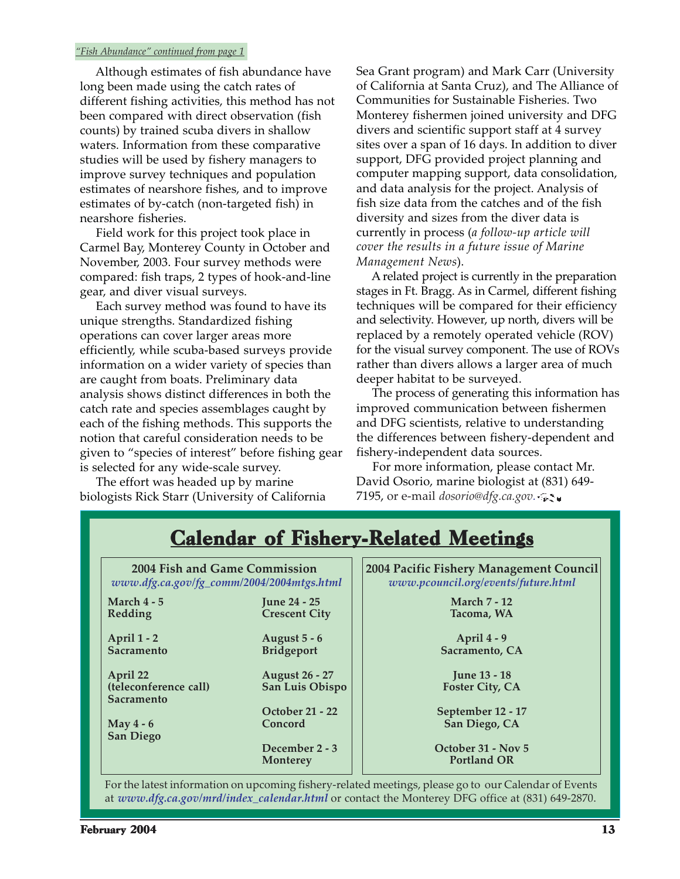*"Fish Abundance" continued from page 1*

Although estimates of fish abundance have long been made using the catch rates of different fishing activities, this method has not been compared with direct observation (fish counts) by trained scuba divers in shallow waters. Information from these comparative studies will be used by fishery managers to improve survey techniques and population estimates of nearshore fishes, and to improve estimates of by-catch (non-targeted fish) in nearshore fisheries.

Field work for this project took place in Carmel Bay, Monterey County in October and November, 2003. Four survey methods were compared: fish traps, 2 types of hook-and-line gear, and diver visual surveys.

Each survey method was found to have its unique strengths. Standardized fishing operations can cover larger areas more efficiently, while scuba-based surveys provide information on a wider variety of species than are caught from boats. Preliminary data analysis shows distinct differences in both the catch rate and species assemblages caught by each of the fishing methods. This supports the notion that careful consideration needs to be given to "species of interest" before fishing gear is selected for any wide-scale survey.

The effort was headed up by marine biologists Rick Starr (University of California Sea Grant program) and Mark Carr (University of California at Santa Cruz), and The Alliance of Communities for Sustainable Fisheries. Two Monterey fishermen joined university and DFG divers and scientific support staff at 4 survey sites over a span of 16 days. In addition to diver support, DFG provided project planning and computer mapping support, data consolidation, and data analysis for the project. Analysis of fish size data from the catches and of the fish diversity and sizes from the diver data is currently in process (*a follow-up article will cover the results in a future issue of Marine Management News*).

A related project is currently in the preparation stages in Ft. Bragg. As in Carmel, different fishing techniques will be compared for their efficiency and selectivity. However, up north, divers will be replaced by a remotely operated vehicle (ROV) for the visual survey component. The use of ROVs rather than divers allows a larger area of much deeper habitat to be surveyed.

The process of generating this information has improved communication between fishermen and DFG scientists, relative to understanding the differences between fishery-dependent and fishery-independent data sources.

For more information, please contact Mr. David Osorio, marine biologist at (831) 649-7195, or e-mail *dosorio@dfg.ca.gov.*

## Calendar of Fishery-Related Meetings

**2004 Fish and Game Commission**
*www.dfg.ca.gov/fg_comm/2004/2004mtgs.html*

| | |
|---|---|
| **March 4 - 5** Redding | **June 24 - 25** Crescent City |
| **April 1 - 2** Sacramento | **August 5 - 6** Bridgeport |
| **April 22** (teleconference call) Sacramento | **August 26 - 27** San Luis Obispo |
| **May 4 - 6** San Diego | **October 21 - 22** Concord |
| | **December 2 - 3** Monterey |

**2004 Pacific Fishery Management Council**
*www.pcouncil.org/events/future.html*

- **March 7 - 12** Tacoma, WA
- **April 4 - 9** Sacramento, CA
- **June 13 - 18** Foster City, CA
- **September 12 - 17** San Diego, CA
- **October 31 - Nov 5** Portland OR

For the latest information on upcoming fishery-related meetings, please go to our Calendar of Events at *www.dfg.ca.gov/mrd/index_calendar.html* or contact the Monterey DFG office at (831) 649-2870.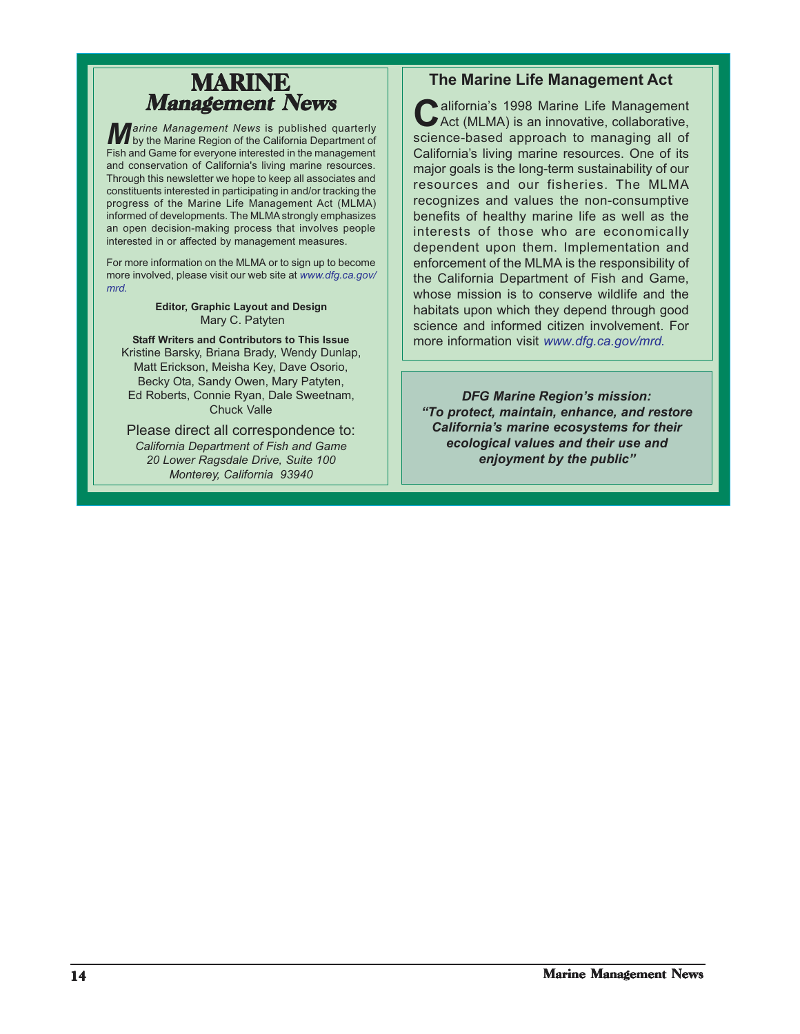# MARINE *Management News*

*Marine Management News* is published quarterly by the Marine Region of the California Department of Fish and Game for everyone interested in the management and conservation of California's living marine resources. Through this newsletter we hope to keep all associates and constituents interested in participating in and/or tracking the progress of the Marine Life Management Act (MLMA) informed of developments. The MLMA strongly emphasizes an open decision-making process that involves people interested in or affected by management measures.

For more information on the MLMA or to sign up to become more involved, please visit our web site at *www.dfg.ca.gov/mrd.*

**Editor, Graphic Layout and Design**
Mary C. Patyten

**Staff Writers and Contributors to This Issue**
Kristine Barsky, Briana Brady, Wendy Dunlap, Matt Erickson, Meisha Key, Dave Osorio, Becky Ota, Sandy Owen, Mary Patyten, Ed Roberts, Connie Ryan, Dale Sweetnam, Chuck Valle

Please direct all correspondence to:
*California Department of Fish and Game*
*20 Lower Ragsdale Drive, Suite 100*
*Monterey, California 93940*

## The Marine Life Management Act

California's 1998 Marine Life Management Act (MLMA) is an innovative, collaborative, science-based approach to managing all of California's living marine resources. One of its major goals is the long-term sustainability of our resources and our fisheries. The MLMA recognizes and values the non-consumptive benefits of healthy marine life as well as the interests of those who are economically dependent upon them. Implementation and enforcement of the MLMA is the responsibility of the California Department of Fish and Game, whose mission is to conserve wildlife and the habitats upon which they depend through good science and informed citizen involvement. For more information visit *www.dfg.ca.gov/mrd.*

***DFG Marine Region's mission:***
***"To protect, maintain, enhance, and restore California's marine ecosystems for their ecological values and their use and enjoyment by the public"***